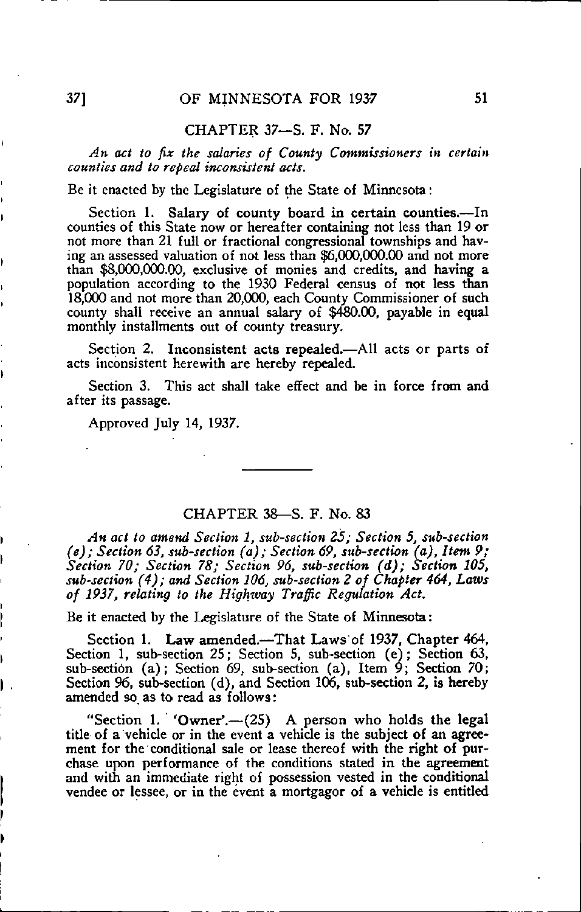## CHAPTER 37—S. F. No. 57

*An act to fix the salaries of County Commissioners in certain counties and to repeal inconsistent acts.*

Be it enacted by the Legislature of the State of Minnesota:

Section 1. **Salary of county board in certain counties.**—In counties of this State now or hereafter containing not less than 19 or not more than 21 full or fractional congressional townships and having an assessed valuation of not less than $6,000,000.00 and not more than $8,000,000.00, exclusive of monies and credits, and having a population according to the 1930 Federal census of not less than 18,000 and not more than 20,000, each County Commissioner of such county shall receive an annual salary of $480.00, payable in equal monthly installments out of county treasury.

Section 2. **Inconsistent acts repealed.**—All acts or parts of acts inconsistent herewith are hereby repealed.

Section 3. This act shall take effect and be in force from and after its passage.

Approved July 14, 1937.

---

## CHAPTER 38—S. F. No. 83

*An act to amend Section 1, sub-section 25; Section 5, sub-section (e); Section 63, sub-section (a); Section 69, sub-section (a), Item 9; Section 70; Section 78; Section 96, sub-section (d); Section 105, sub-section (4); and Section 106, sub-section 2 of Chapter 464, Laws of 1937, relating to the Highway Traffic Regulation Act.*

Be it enacted by the Legislature of the State of Minnesota:

Section 1. **Law amended.**—That Laws of 1937, Chapter 464, Section 1, sub-section 25; Section 5, sub-section (e); Section 63, sub-section (a); Section 69, sub-section (a), Item 9; Section 70; Section 96, sub-section (d), and Section 106, sub-section 2, is hereby amended so as to read as follows:

"Section 1. 'Owner'.—(25) A person who holds the legal title of a vehicle or in the event a vehicle is the subject of an agreement for the conditional sale or lease thereof with the right of purchase upon performance of the conditions stated in the agreement and with an immediate right of possession vested in the conditional vendee or lessee, or in the event a mortgagor of a vehicle is entitled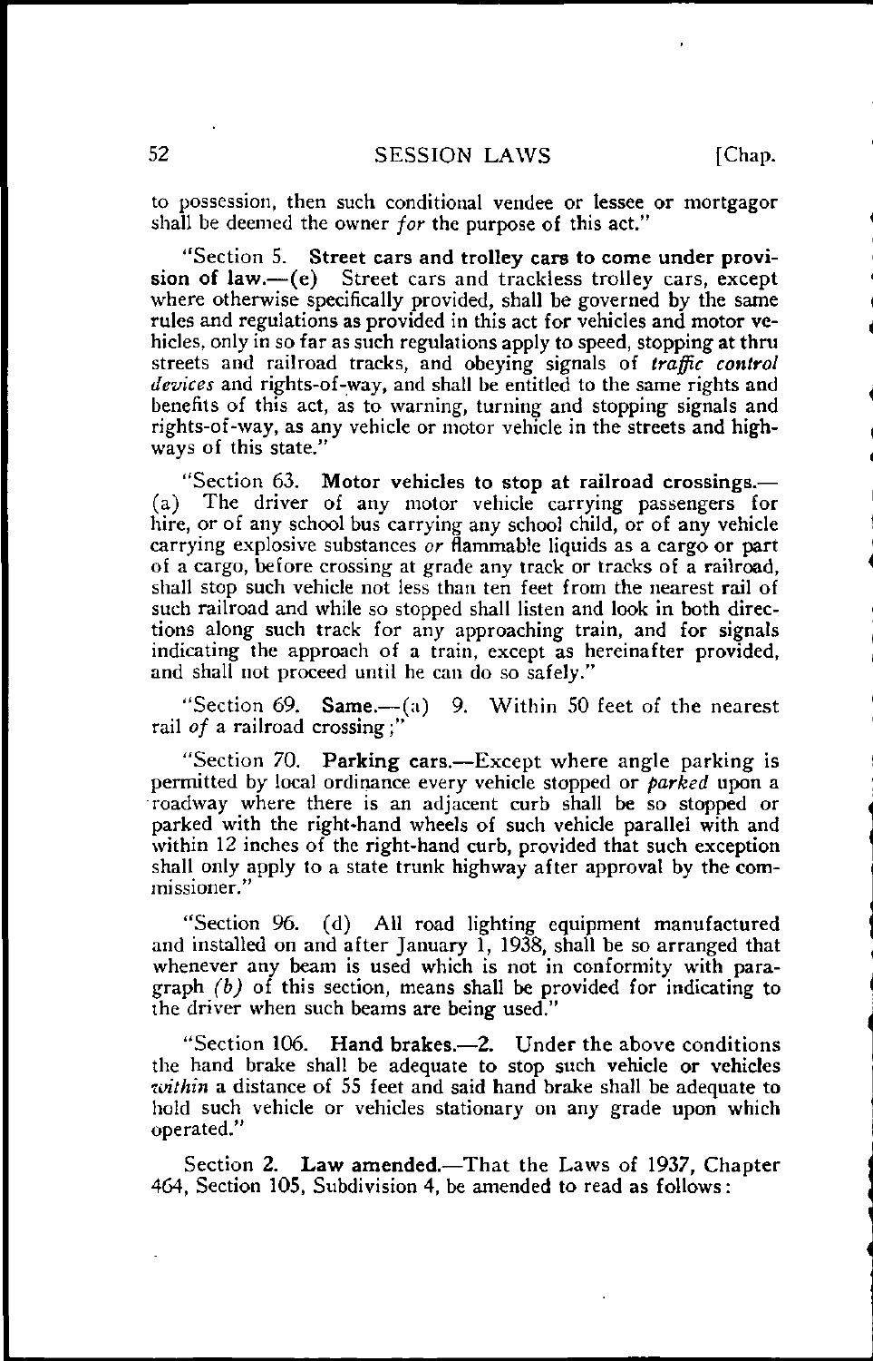to possession, then such conditional vendee or lessee or mortgagor shall be deemed the owner *for* the purpose of this act."

"Section 5. **Street cars and trolley cars to come under provision of law.**—(e) Street cars and trackless trolley cars, except where otherwise specifically provided, shall be governed by the same rules and regulations as provided in this act for vehicles and motor vehicles, only in so far as such regulations apply to speed, stopping at thru streets and railroad tracks, and obeying signals of *traffic control devices* and rights-of-way, and shall be entitled to the same rights and benefits of this act, as to warning, turning and stopping signals and rights-of-way, as any vehicle or motor vehicle in the streets and highways of this state."

"Section 63. **Motor vehicles to stop at railroad crossings.**—(a) The driver of any motor vehicle carrying passengers for hire, or of any school bus carrying any school child, or of any vehicle carrying explosive substances *or* flammable liquids as a cargo or part of a cargo, before crossing at grade any track or tracks of a railroad, shall stop such vehicle not less than ten feet from the nearest rail of such railroad and while so stopped shall listen and look in both directions along such track for any approaching train, and for signals indicating the approach of a train, except as hereinafter provided, and shall not proceed until he can do so safely."

"Section 69. **Same.**—(a) 9. Within 50 feet of the nearest rail *of* a railroad crossing;"

"Section 70. **Parking cars.**—Except where angle parking is permitted by local ordinance every vehicle stopped or *parked* upon a roadway where there is an adjacent curb shall be so stopped or parked with the right-hand wheels of such vehicle parallel with and within 12 inches of the right-hand curb, provided that such exception shall only apply to a state trunk highway after approval by the commissioner."

"Section 96. (d) All road lighting equipment manufactured and installed on and after January 1, 1938, shall be so arranged that whenever any beam is used which is not in conformity with paragraph *(b)* of this section, means shall be provided for indicating to the driver when such beams are being used."

"Section 106. **Hand brakes.**—2. Under the above conditions the hand brake shall be adequate to stop such vehicle or vehicles *within* a distance of 55 feet and said hand brake shall be adequate to hold such vehicle or vehicles stationary on any grade upon which operated."

Section 2. **Law amended.**—That the Laws of 1937, Chapter 464, Section 105, Subdivision 4, be amended to read as follows: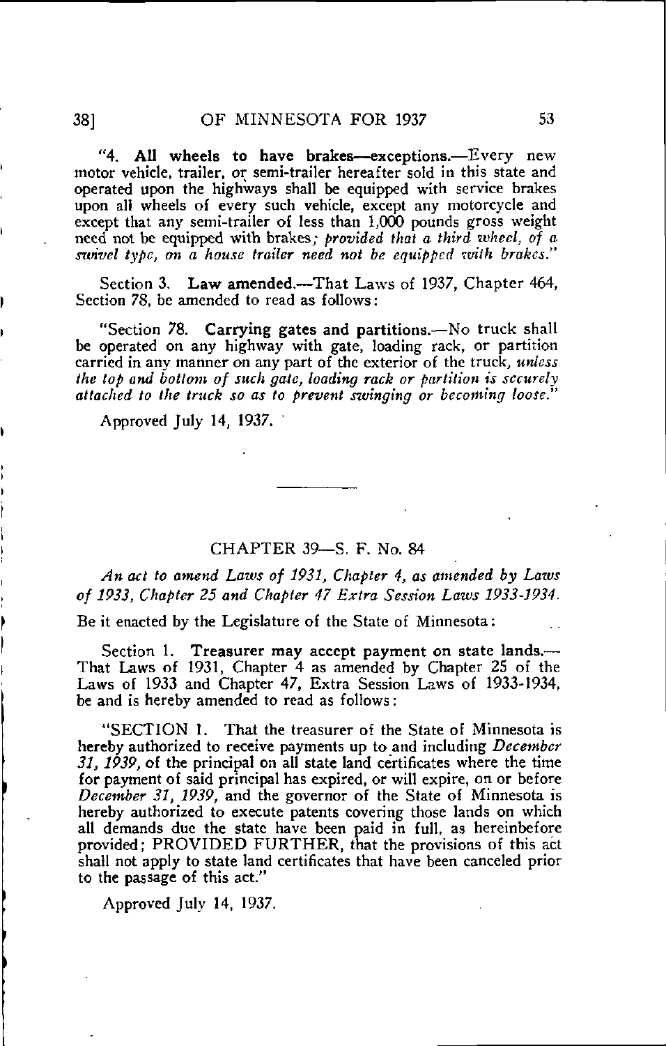"4. **All wheels to have brakes—exceptions.**—Every new motor vehicle, trailer, or semi-trailer hereafter sold in this state and operated upon the highways shall be equipped with service brakes upon all wheels of every such vehicle, except any motorcycle and except that any semi-trailer of less than 1,000 pounds gross weight need not be equipped with brakes; *provided that a third wheel, of a swivel type, on a house trailer need not be equipped with brakes.*"

Section 3. **Law amended.**—That Laws of 1937, Chapter 464, Section 78, be amended to read as follows:

"Section 78. **Carrying gates and partitions.**—No truck shall be operated on any highway with gate, loading rack, or partition carried in any manner on any part of the exterior of the truck, *unless the top and bottom of such gate, loading rack or partition is securely attached to the truck so as to prevent swinging or becoming loose.*"

Approved July 14, 1937.

---

## CHAPTER 39—S. F. No. 84

*An act to amend Laws of 1931, Chapter 4, as amended by Laws of 1933, Chapter 25 and Chapter 47 Extra Session Laws 1933-1934.*

Be it enacted by the Legislature of the State of Minnesota:

Section 1. **Treasurer may accept payment on state lands.**—That Laws of 1931, Chapter 4 as amended by Chapter 25 of the Laws of 1933 and Chapter 47, Extra Session Laws of 1933-1934, be and is hereby amended to read as follows:

"SECTION 1. That the treasurer of the State of Minnesota is hereby authorized to receive payments up to and including *December 31, 1939,* of the principal on all state land certificates where the time for payment of said principal has expired, or will expire, on or before *December 31, 1939,* and the governor of the State of Minnesota is hereby authorized to execute patents covering those lands on which all demands due the state have been paid in full, as hereinbefore provided; PROVIDED FURTHER, that the provisions of this act shall not apply to state land certificates that have been canceled prior to the passage of this act."

Approved July 14, 1937.